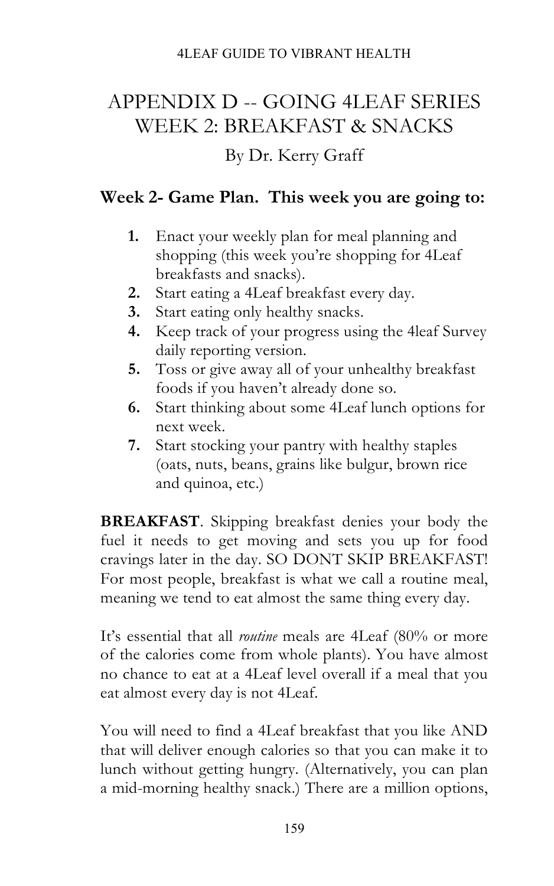# APPENDIX D -- GOING 4LEAF SERIES WEEK 2: BREAKFAST & SNACKS

By Dr. Kerry Graff

### Week 2- Game Plan. This week you are going to:

1. Enact your weekly plan for meal planning and shopping (this week you're shopping for 4Leaf breakfasts and snacks).
2. Start eating a 4Leaf breakfast every day.
3. Start eating only healthy snacks.
4. Keep track of your progress using the 4leaf Survey daily reporting version.
5. Toss or give away all of your unhealthy breakfast foods if you haven't already done so.
6. Start thinking about some 4Leaf lunch options for next week.
7. Start stocking your pantry with healthy staples (oats, nuts, beans, grains like bulgur, brown rice and quinoa, etc.)

**BREAKFAST**. Skipping breakfast denies your body the fuel it needs to get moving and sets you up for food cravings later in the day. SO DONT SKIP BREAKFAST! For most people, breakfast is what we call a routine meal, meaning we tend to eat almost the same thing every day.

It's essential that all *routine* meals are 4Leaf (80% or more of the calories come from whole plants). You have almost no chance to eat at a 4Leaf level overall if a meal that you eat almost every day is not 4Leaf.

You will need to find a 4Leaf breakfast that you like AND that will deliver enough calories so that you can make it to lunch without getting hungry. (Alternatively, you can plan a mid-morning healthy snack.) There are a million options,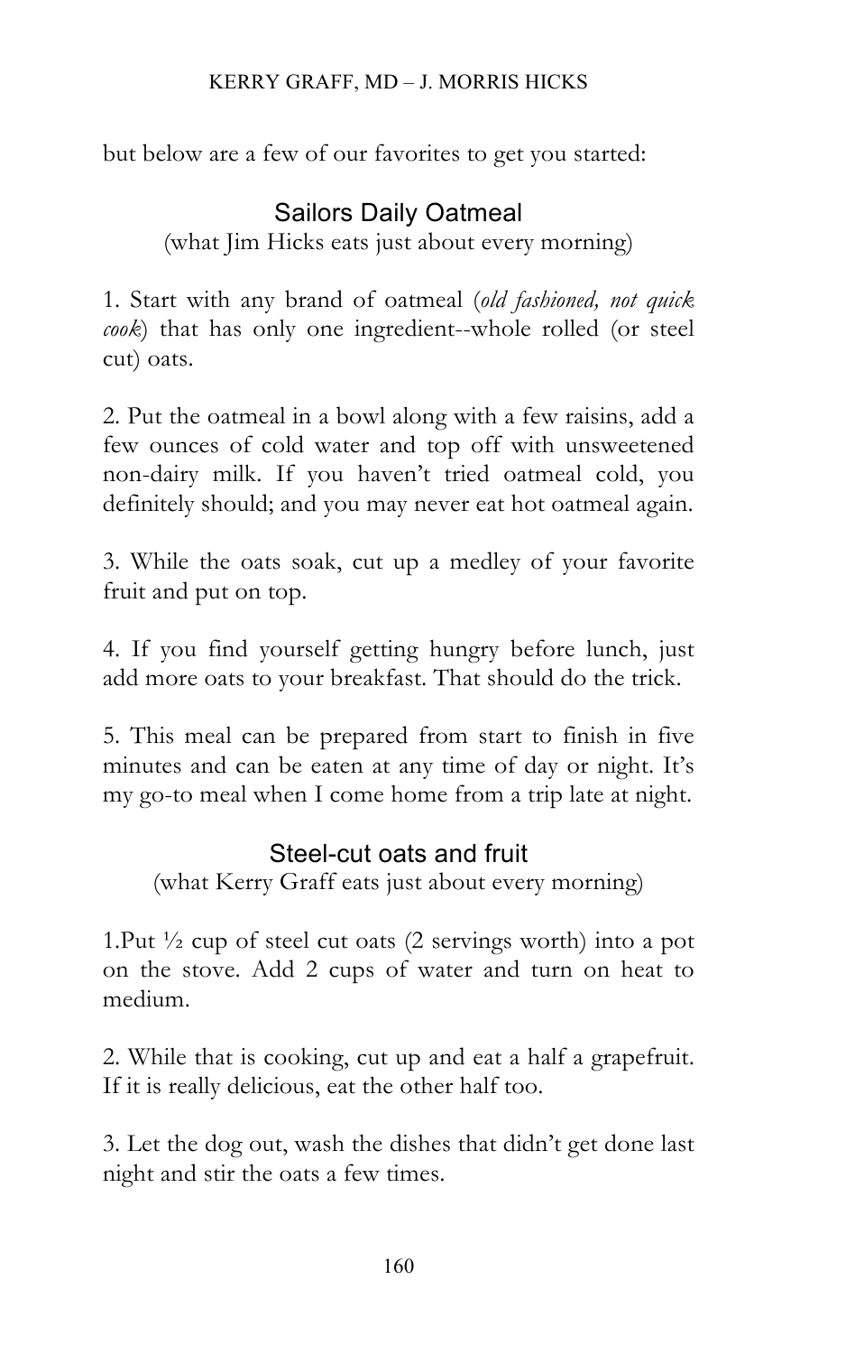but below are a few of our favorites to get you started:

## Sailors Daily Oatmeal

(what Jim Hicks eats just about every morning)

1. Start with any brand of oatmeal (*old fashioned, not quick cook*) that has only one ingredient--whole rolled (or steel cut) oats.

2. Put the oatmeal in a bowl along with a few raisins, add a few ounces of cold water and top off with unsweetened non-dairy milk. If you haven't tried oatmeal cold, you definitely should; and you may never eat hot oatmeal again.

3. While the oats soak, cut up a medley of your favorite fruit and put on top.

4. If you find yourself getting hungry before lunch, just add more oats to your breakfast. That should do the trick.

5. This meal can be prepared from start to finish in five minutes and can be eaten at any time of day or night. It's my go-to meal when I come home from a trip late at night.

## Steel-cut oats and fruit

(what Kerry Graff eats just about every morning)

1.Put ½ cup of steel cut oats (2 servings worth) into a pot on the stove. Add 2 cups of water and turn on heat to medium.

2. While that is cooking, cut up and eat a half a grapefruit. If it is really delicious, eat the other half too.

3. Let the dog out, wash the dishes that didn't get done last night and stir the oats a few times.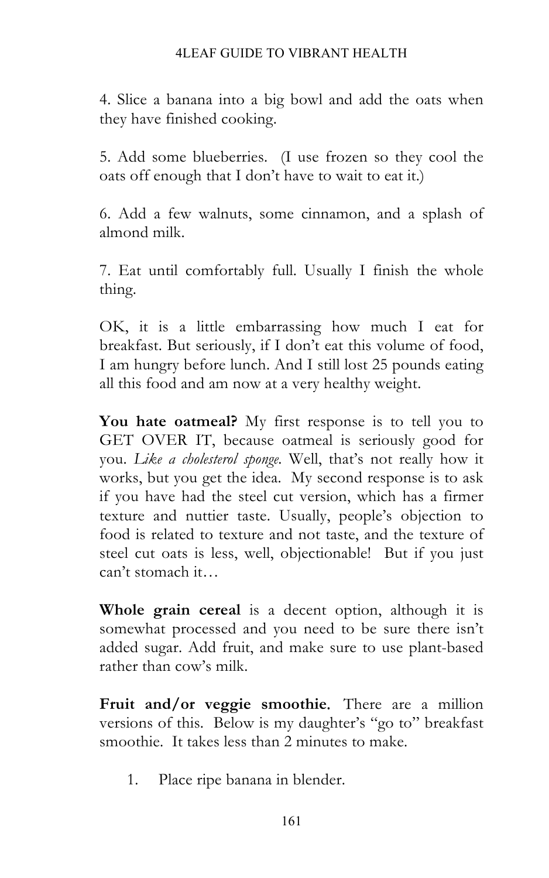4. Slice a banana into a big bowl and add the oats when they have finished cooking.

5. Add some blueberries. (I use frozen so they cool the oats off enough that I don't have to wait to eat it.)

6. Add a few walnuts, some cinnamon, and a splash of almond milk.

7. Eat until comfortably full. Usually I finish the whole thing.

OK, it is a little embarrassing how much I eat for breakfast. But seriously, if I don't eat this volume of food, I am hungry before lunch. And I still lost 25 pounds eating all this food and am now at a very healthy weight.

**You hate oatmeal?** My first response is to tell you to GET OVER IT, because oatmeal is seriously good for you. *Like a cholesterol sponge.* Well, that's not really how it works, but you get the idea. My second response is to ask if you have had the steel cut version, which has a firmer texture and nuttier taste. Usually, people's objection to food is related to texture and not taste, and the texture of steel cut oats is less, well, objectionable! But if you just can't stomach it…

**Whole grain cereal** is a decent option, although it is somewhat processed and you need to be sure there isn't added sugar. Add fruit, and make sure to use plant-based rather than cow's milk.

**Fruit and/or veggie smoothie.** There are a million versions of this. Below is my daughter's "go to" breakfast smoothie. It takes less than 2 minutes to make.

1. Place ripe banana in blender.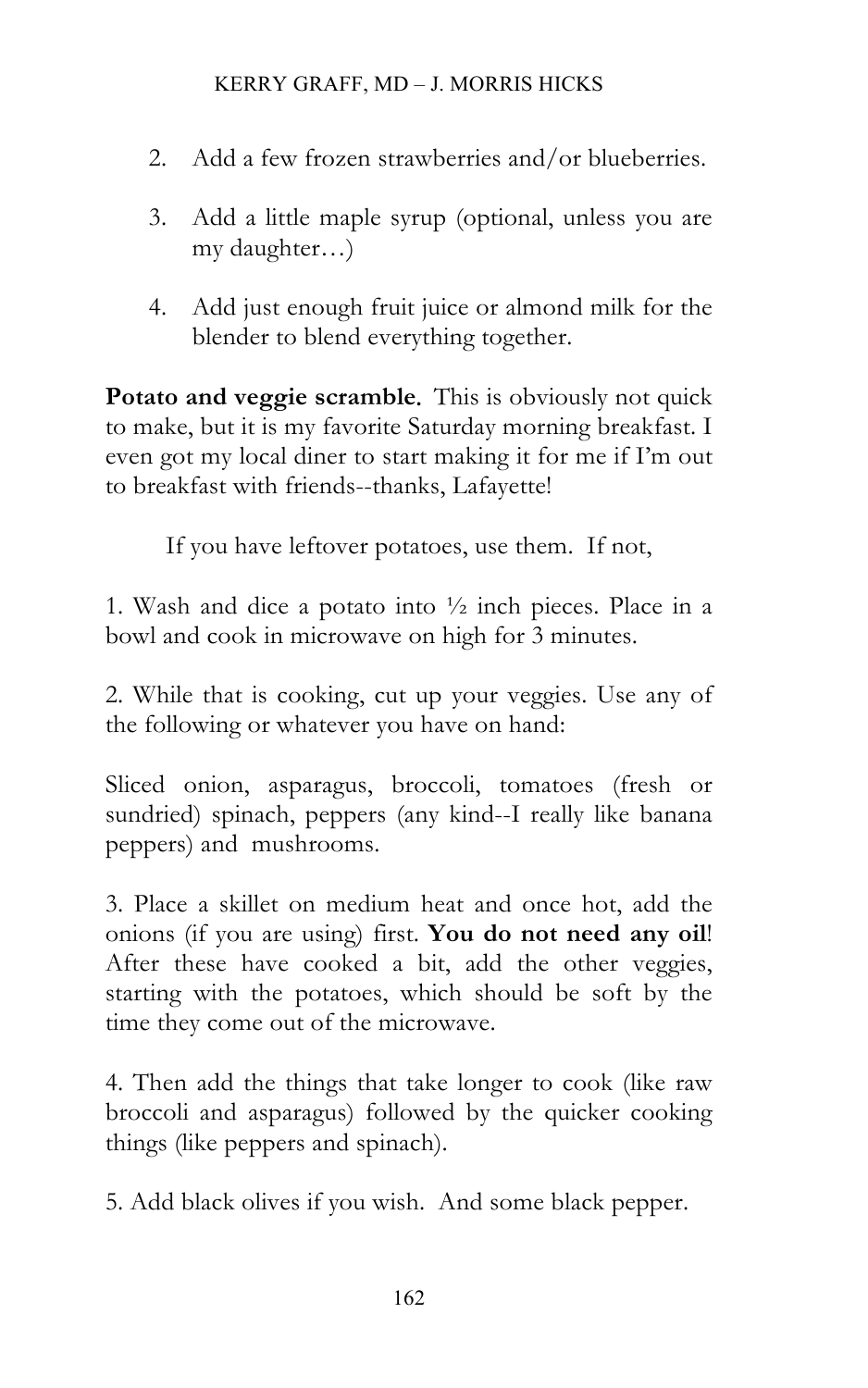2. Add a few frozen strawberries and/or blueberries.
3. Add a little maple syrup (optional, unless you are my daughter…)
4. Add just enough fruit juice or almond milk for the blender to blend everything together.

**Potato and veggie scramble.** This is obviously not quick to make, but it is my favorite Saturday morning breakfast. I even got my local diner to start making it for me if I'm out to breakfast with friends--thanks, Lafayette!

If you have leftover potatoes, use them. If not,

1. Wash and dice a potato into ½ inch pieces. Place in a bowl and cook in microwave on high for 3 minutes.

2. While that is cooking, cut up your veggies. Use any of the following or whatever you have on hand:

Sliced onion, asparagus, broccoli, tomatoes (fresh or sundried) spinach, peppers (any kind--I really like banana peppers) and mushrooms.

3. Place a skillet on medium heat and once hot, add the onions (if you are using) first. **You do not need any oil**! After these have cooked a bit, add the other veggies, starting with the potatoes, which should be soft by the time they come out of the microwave.

4. Then add the things that take longer to cook (like raw broccoli and asparagus) followed by the quicker cooking things (like peppers and spinach).

5. Add black olives if you wish. And some black pepper.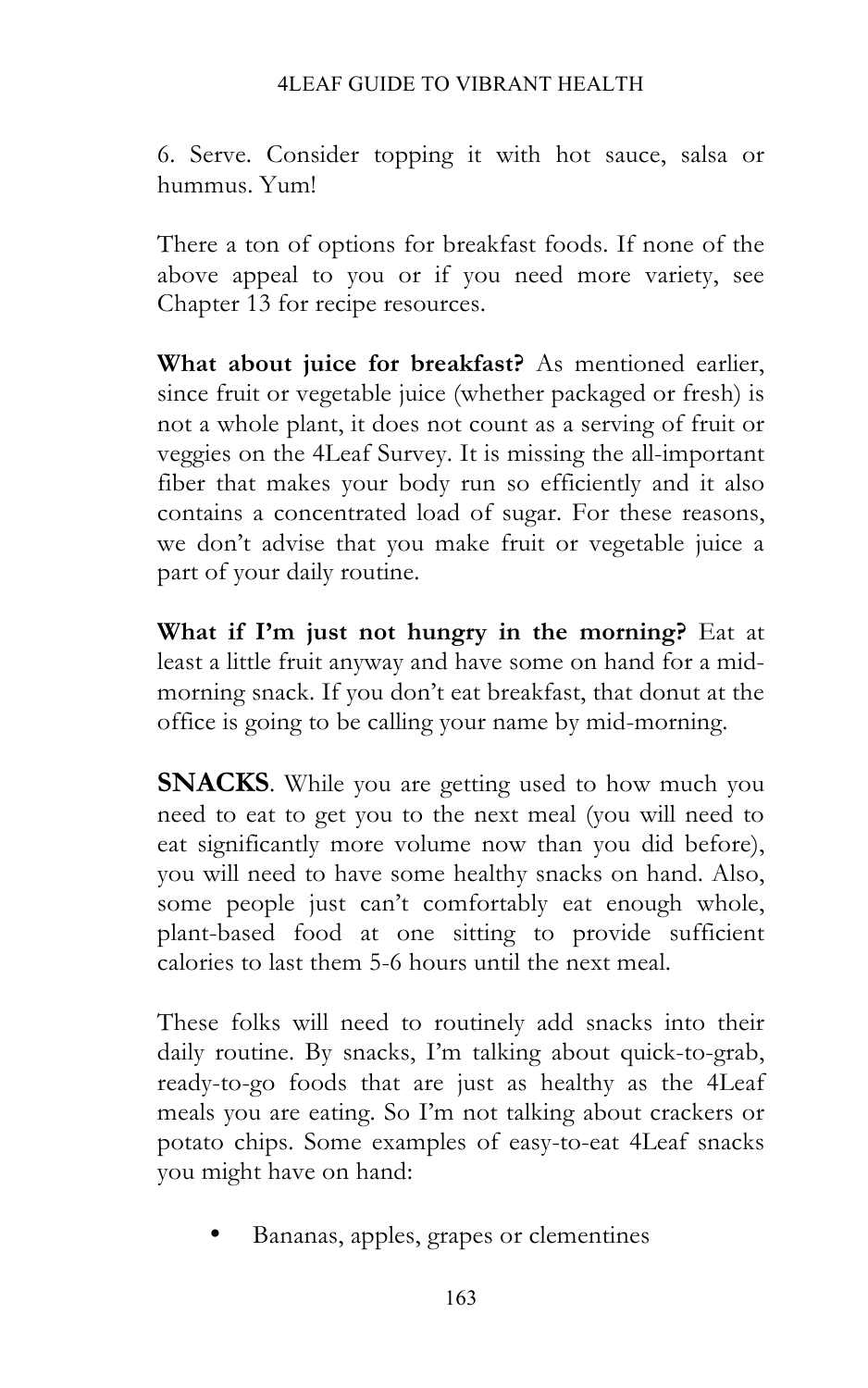6. Serve. Consider topping it with hot sauce, salsa or hummus. Yum!

There a ton of options for breakfast foods. If none of the above appeal to you or if you need more variety, see Chapter 13 for recipe resources.

**What about juice for breakfast?** As mentioned earlier, since fruit or vegetable juice (whether packaged or fresh) is not a whole plant, it does not count as a serving of fruit or veggies on the 4Leaf Survey. It is missing the all-important fiber that makes your body run so efficiently and it also contains a concentrated load of sugar. For these reasons, we don't advise that you make fruit or vegetable juice a part of your daily routine.

**What if I'm just not hungry in the morning?** Eat at least a little fruit anyway and have some on hand for a mid-morning snack. If you don't eat breakfast, that donut at the office is going to be calling your name by mid-morning.

**SNACKS**. While you are getting used to how much you need to eat to get you to the next meal (you will need to eat significantly more volume now than you did before), you will need to have some healthy snacks on hand. Also, some people just can't comfortably eat enough whole, plant-based food at one sitting to provide sufficient calories to last them 5-6 hours until the next meal.

These folks will need to routinely add snacks into their daily routine. By snacks, I'm talking about quick-to-grab, ready-to-go foods that are just as healthy as the 4Leaf meals you are eating. So I'm not talking about crackers or potato chips. Some examples of easy-to-eat 4Leaf snacks you might have on hand:

- Bananas, apples, grapes or clementines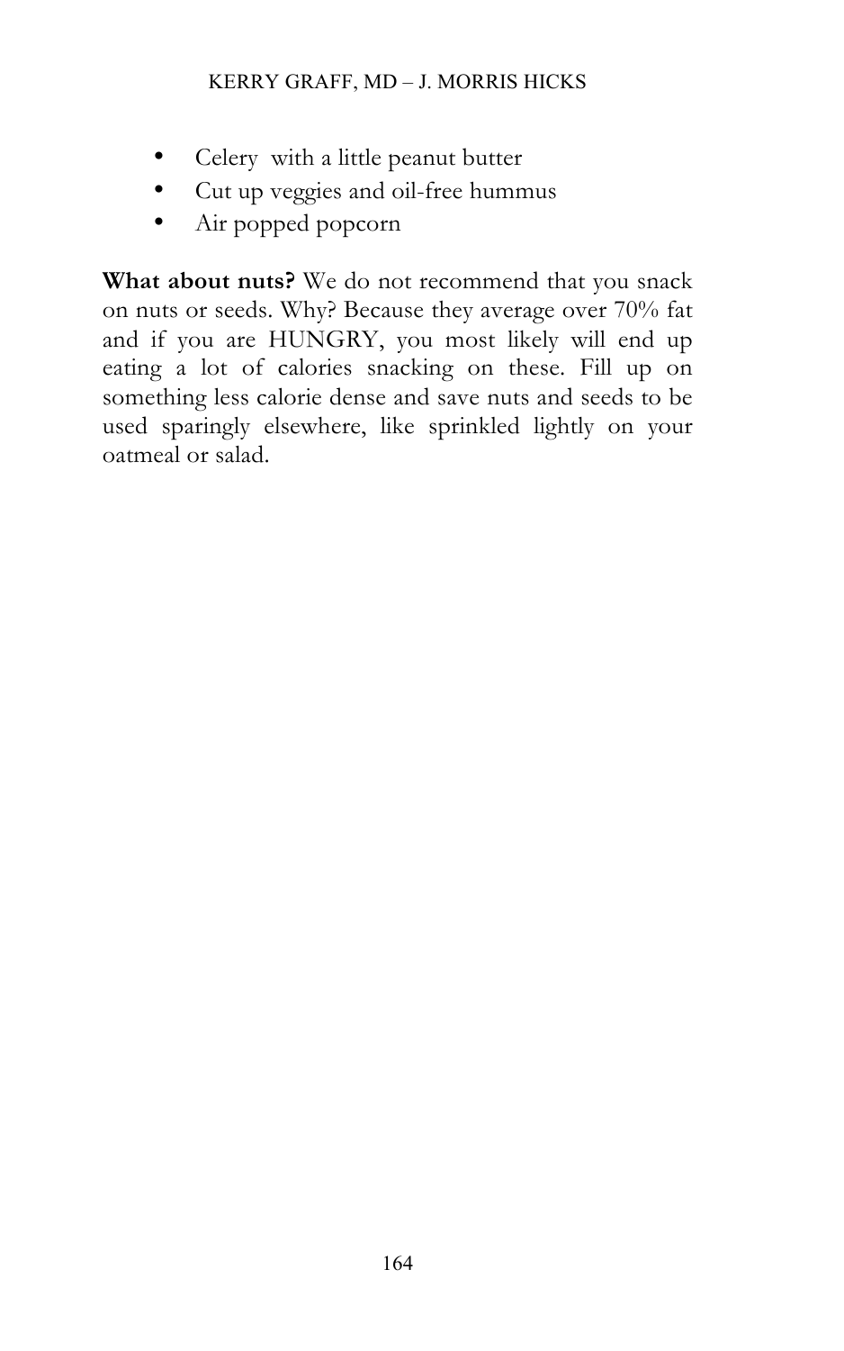- Celery with a little peanut butter
- Cut up veggies and oil-free hummus
- Air popped popcorn

**What about nuts?** We do not recommend that you snack on nuts or seeds. Why? Because they average over 70% fat and if you are HUNGRY, you most likely will end up eating a lot of calories snacking on these. Fill up on something less calorie dense and save nuts and seeds to be used sparingly elsewhere, like sprinkled lightly on your oatmeal or salad.